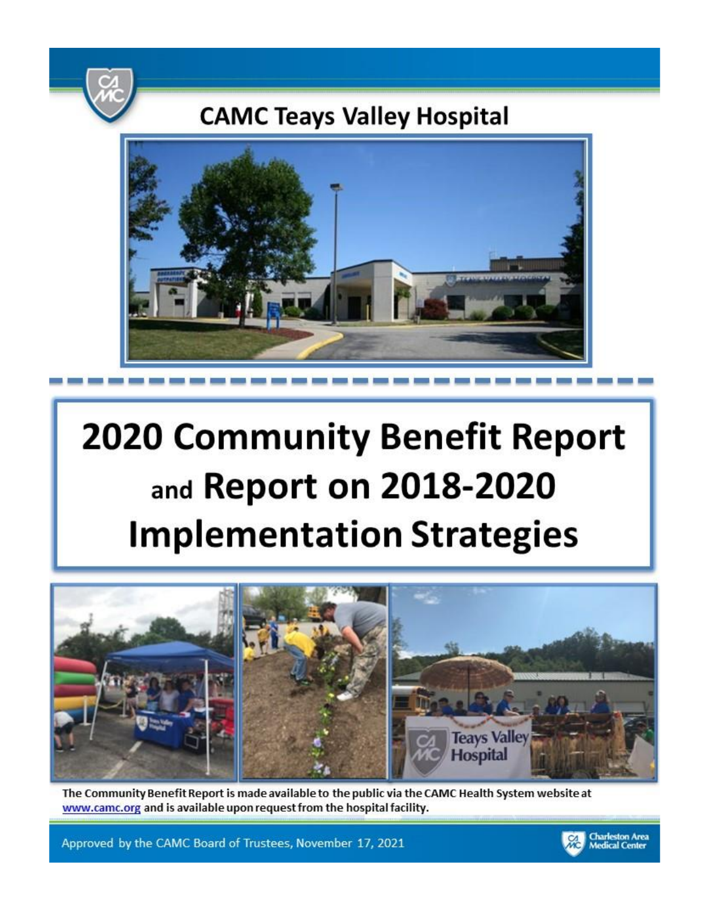# CAMC Teays Valley Hospital

# 2020 Community Benefit Report and Report on 2018-2020 Implementation Strategies

The Community Benefit Report is made available to the public via the CAMC Health System website at www.camc.org and is available upon request from the hospital facility.

Approved by the CAMC Board of Trustees, November 17, 2021

Charleston Area Medical Center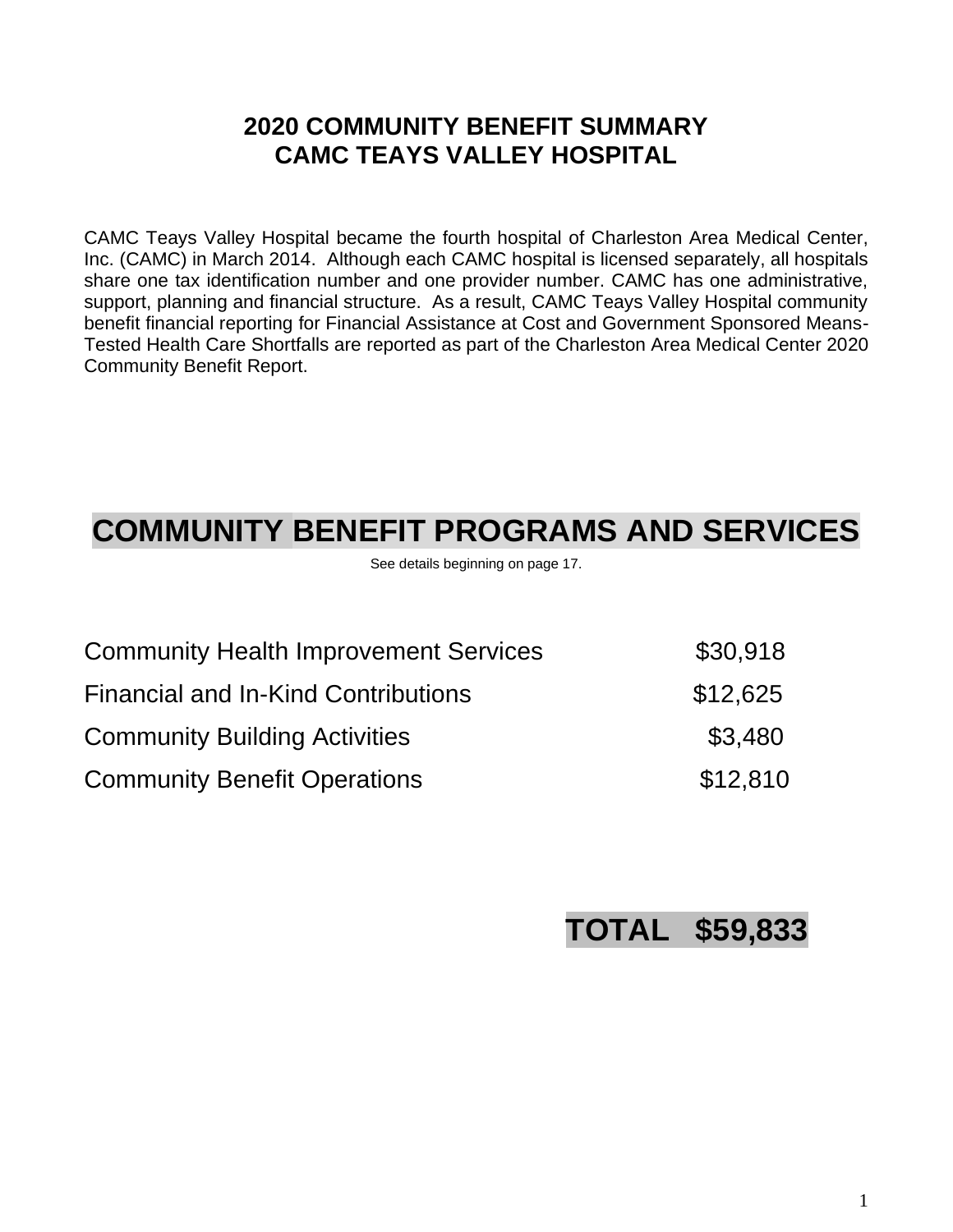# 2020 COMMUNITY BENEFIT SUMMARY
# CAMC TEAYS VALLEY HOSPITAL

CAMC Teays Valley Hospital became the fourth hospital of Charleston Area Medical Center, Inc. (CAMC) in March 2014. Although each CAMC hospital is licensed separately, all hospitals share one tax identification number and one provider number. CAMC has one administrative, support, planning and financial structure. As a result, CAMC Teays Valley Hospital community benefit financial reporting for Financial Assistance at Cost and Government Sponsored Means-Tested Health Care Shortfalls are reported as part of the Charleston Area Medical Center 2020 Community Benefit Report.

## COMMUNITY BENEFIT PROGRAMS AND SERVICES

See details beginning on page 17.

| | |
|---|---|
| Community Health Improvement Services | $30,918 |
| Financial and In-Kind Contributions | $12,625 |
| Community Building Activities | $3,480 |
| Community Benefit Operations | $12,810 |

**TOTAL $59,833**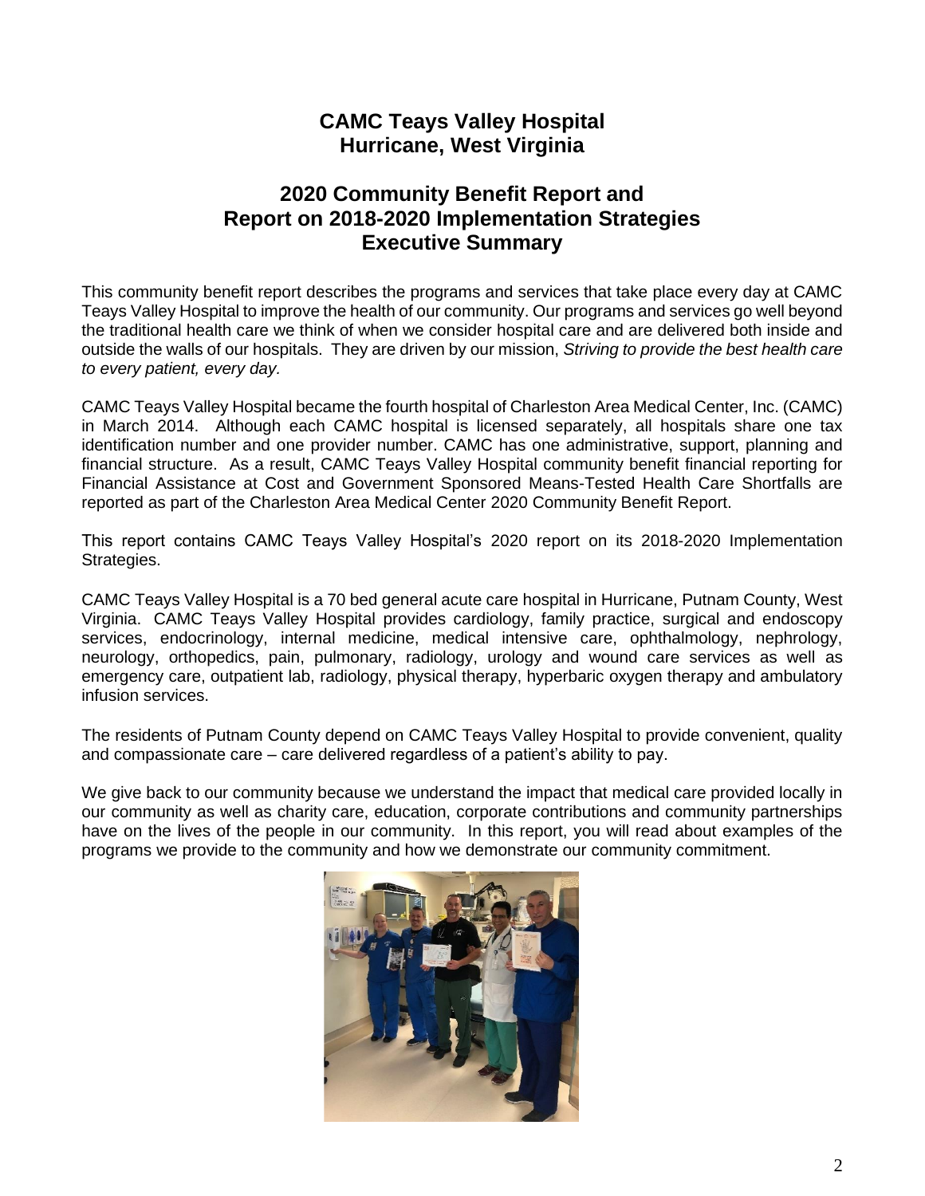# CAMC Teays Valley Hospital
# Hurricane, West Virginia

## 2020 Community Benefit Report and Report on 2018-2020 Implementation Strategies Executive Summary

This community benefit report describes the programs and services that take place every day at CAMC Teays Valley Hospital to improve the health of our community. Our programs and services go well beyond the traditional health care we think of when we consider hospital care and are delivered both inside and outside the walls of our hospitals. They are driven by our mission, *Striving to provide the best health care to every patient, every day.*

CAMC Teays Valley Hospital became the fourth hospital of Charleston Area Medical Center, Inc. (CAMC) in March 2014. Although each CAMC hospital is licensed separately, all hospitals share one tax identification number and one provider number. CAMC has one administrative, support, planning and financial structure. As a result, CAMC Teays Valley Hospital community benefit financial reporting for Financial Assistance at Cost and Government Sponsored Means-Tested Health Care Shortfalls are reported as part of the Charleston Area Medical Center 2020 Community Benefit Report.

This report contains CAMC Teays Valley Hospital's 2020 report on its 2018-2020 Implementation Strategies.

CAMC Teays Valley Hospital is a 70 bed general acute care hospital in Hurricane, Putnam County, West Virginia. CAMC Teays Valley Hospital provides cardiology, family practice, surgical and endoscopy services, endocrinology, internal medicine, medical intensive care, ophthalmology, nephrology, neurology, orthopedics, pain, pulmonary, radiology, urology and wound care services as well as emergency care, outpatient lab, radiology, physical therapy, hyperbaric oxygen therapy and ambulatory infusion services.

The residents of Putnam County depend on CAMC Teays Valley Hospital to provide convenient, quality and compassionate care – care delivered regardless of a patient's ability to pay.

We give back to our community because we understand the impact that medical care provided locally in our community as well as charity care, education, corporate contributions and community partnerships have on the lives of the people in our community. In this report, you will read about examples of the programs we provide to the community and how we demonstrate our community commitment.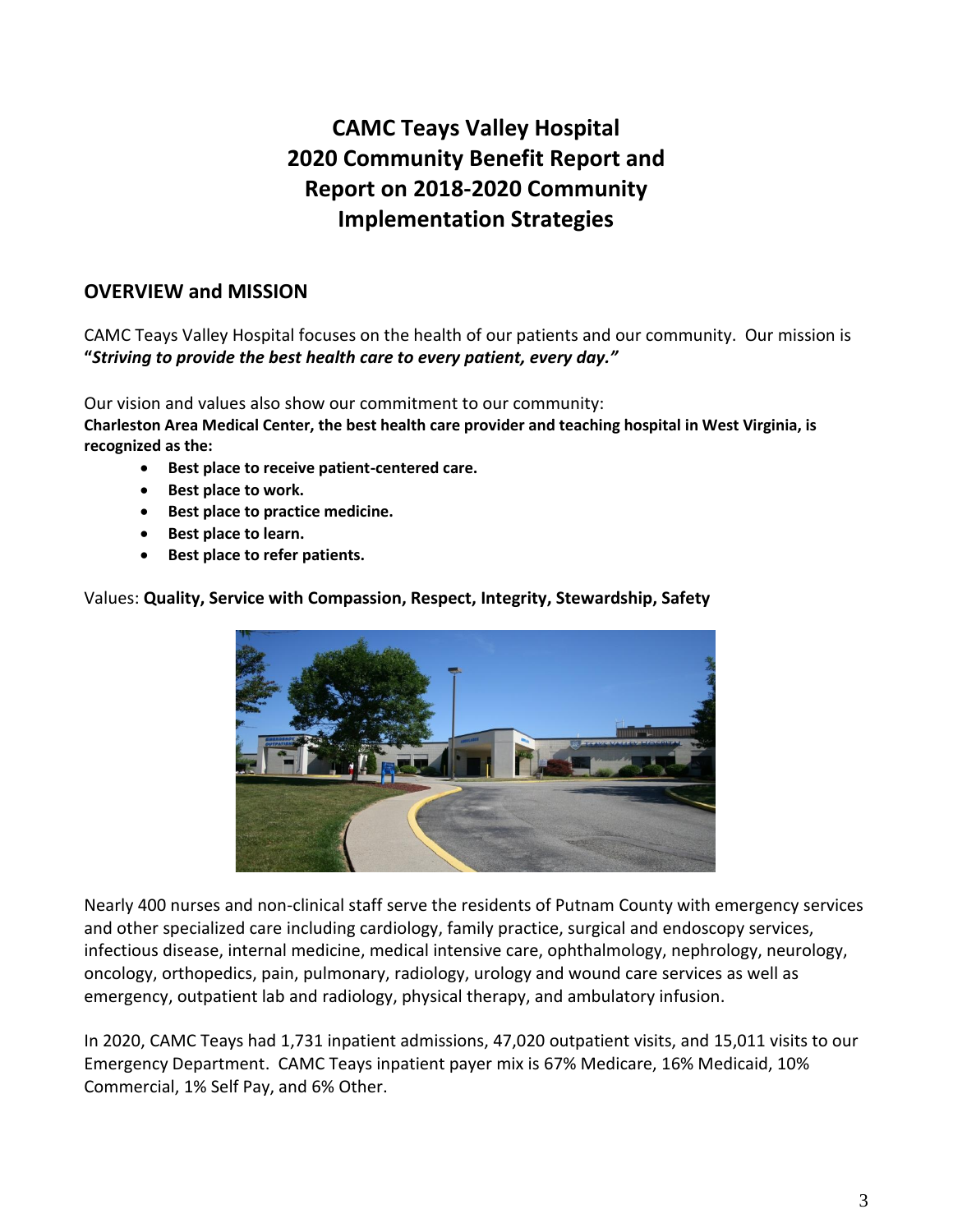# CAMC Teays Valley Hospital 2020 Community Benefit Report and Report on 2018-2020 Community Implementation Strategies

## OVERVIEW and MISSION

CAMC Teays Valley Hospital focuses on the health of our patients and our community. Our mission is **"*Striving to provide the best health care to every patient, every day.*"**

Our vision and values also show our commitment to our community:
**Charleston Area Medical Center, the best health care provider and teaching hospital in West Virginia, is recognized as the:**

- **Best place to receive patient-centered care.**
- **Best place to work.**
- **Best place to practice medicine.**
- **Best place to learn.**
- **Best place to refer patients.**

Values: **Quality, Service with Compassion, Respect, Integrity, Stewardship, Safety**

Nearly 400 nurses and non-clinical staff serve the residents of Putnam County with emergency services and other specialized care including cardiology, family practice, surgical and endoscopy services, infectious disease, internal medicine, medical intensive care, ophthalmology, nephrology, neurology, oncology, orthopedics, pain, pulmonary, radiology, urology and wound care services as well as emergency, outpatient lab and radiology, physical therapy, and ambulatory infusion.

In 2020, CAMC Teays had 1,731 inpatient admissions, 47,020 outpatient visits, and 15,011 visits to our Emergency Department. CAMC Teays inpatient payer mix is 67% Medicare, 16% Medicaid, 10% Commercial, 1% Self Pay, and 6% Other.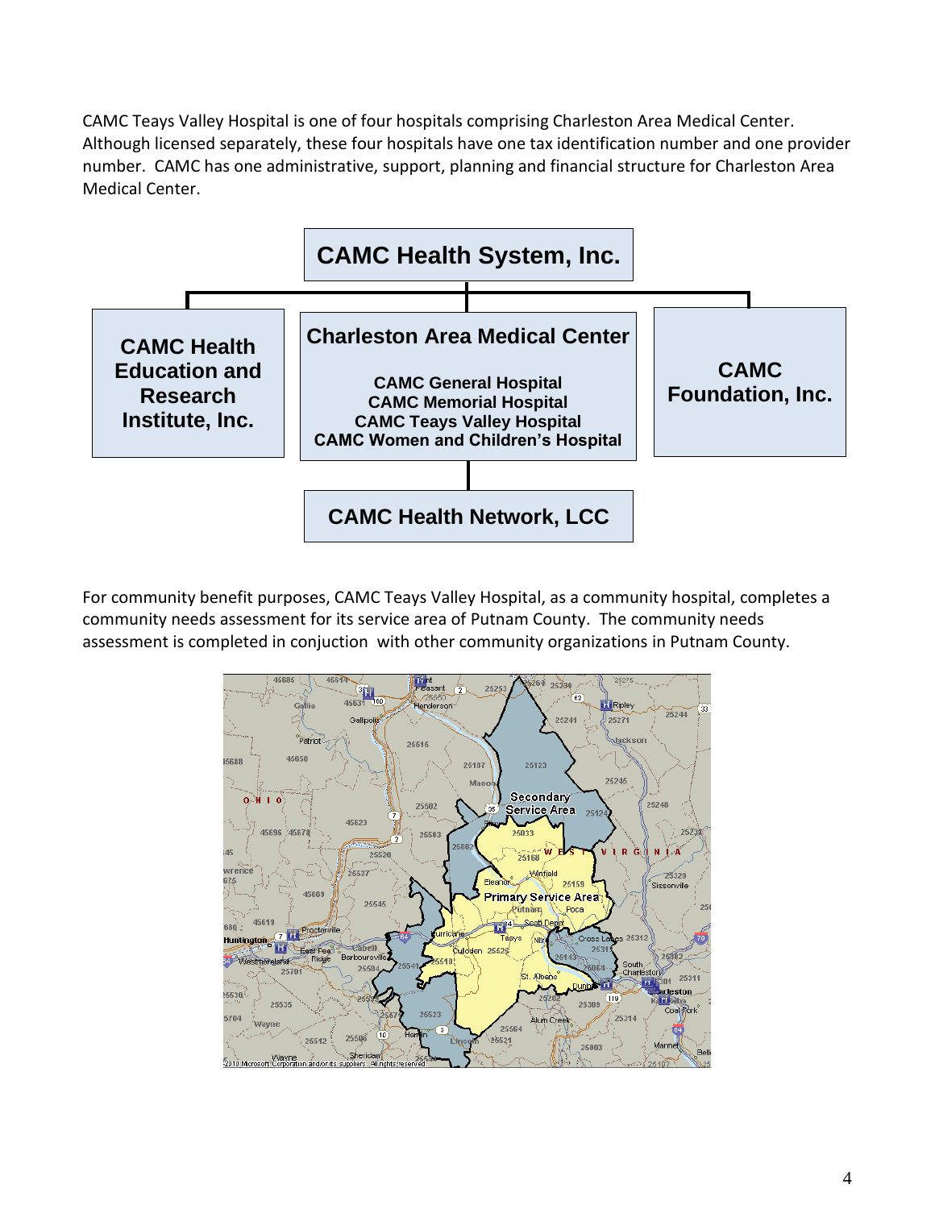CAMC Teays Valley Hospital is one of four hospitals comprising Charleston Area Medical Center. Although licensed separately, these four hospitals have one tax identification number and one provider number. CAMC has one administrative, support, planning and financial structure for Charleston Area Medical Center.

**CAMC Health System, Inc.**

- **CAMC Health Education and Research Institute, Inc.**
- **Charleston Area Medical Center**
  - **CAMC General Hospital**
  - **CAMC Memorial Hospital**
  - **CAMC Teays Valley Hospital**
  - **CAMC Women and Children's Hospital**
  - **CAMC Health Network, LCC**
- **CAMC Foundation, Inc.**

For community benefit purposes, CAMC Teays Valley Hospital, as a community hospital, completes a community needs assessment for its service area of Putnam County. The community needs assessment is completed in conjuction with other community organizations in Putnam County.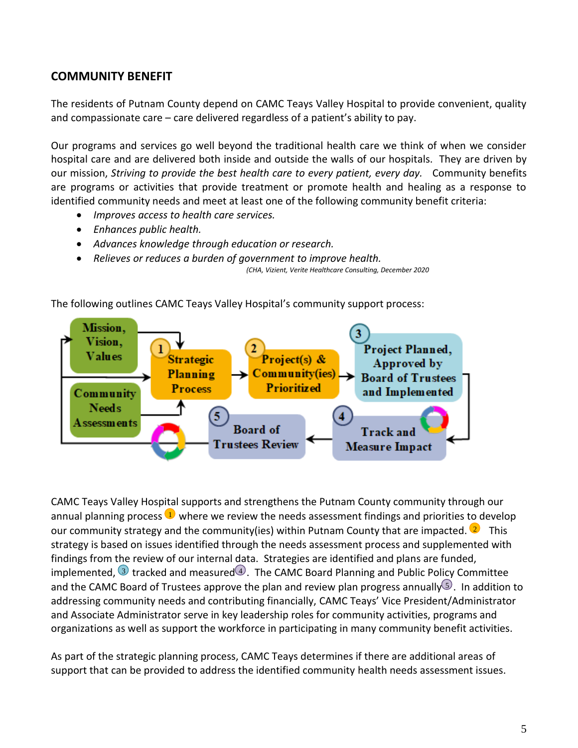## COMMUNITY BENEFIT

The residents of Putnam County depend on CAMC Teays Valley Hospital to provide convenient, quality and compassionate care – care delivered regardless of a patient's ability to pay.

Our programs and services go well beyond the traditional health care we think of when we consider hospital care and are delivered both inside and outside the walls of our hospitals. They are driven by our mission, *Striving to provide the best health care to every patient, every day.* Community benefits are programs or activities that provide treatment or promote health and healing as a response to identified community needs and meet at least one of the following community benefit criteria:

- *Improves access to health care services.*
- *Enhances public health.*
- *Advances knowledge through education or research.*
- *Relieves or reduces a burden of government to improve health.*

*(CHA, Vizient, Verite Healthcare Consulting, December 2020*

The following outlines CAMC Teays Valley Hospital's community support process:

Mission, Vision, Values

Community Needs Assessments

1 Strategic Planning Process

2 Project(s) & Community(ies) Prioritized

3 Project Planned, Approved by Board of Trustees and Implemented

4 Track and Measure Impact

5 Board of Trustees Review

CAMC Teays Valley Hospital supports and strengthens the Putnam County community through our annual planning process ① where we review the needs assessment findings and priorities to develop our community strategy and the community(ies) within Putnam County that are impacted. ② This strategy is based on issues identified through the needs assessment process and supplemented with findings from the review of our internal data. Strategies are identified and plans are funded, implemented, ③ tracked and measured④. The CAMC Board Planning and Public Policy Committee and the CAMC Board of Trustees approve the plan and review plan progress annually⑤. In addition to addressing community needs and contributing financially, CAMC Teays' Vice President/Administrator and Associate Administrator serve in key leadership roles for community activities, programs and organizations as well as support the workforce in participating in many community benefit activities.

As part of the strategic planning process, CAMC Teays determines if there are additional areas of support that can be provided to address the identified community health needs assessment issues.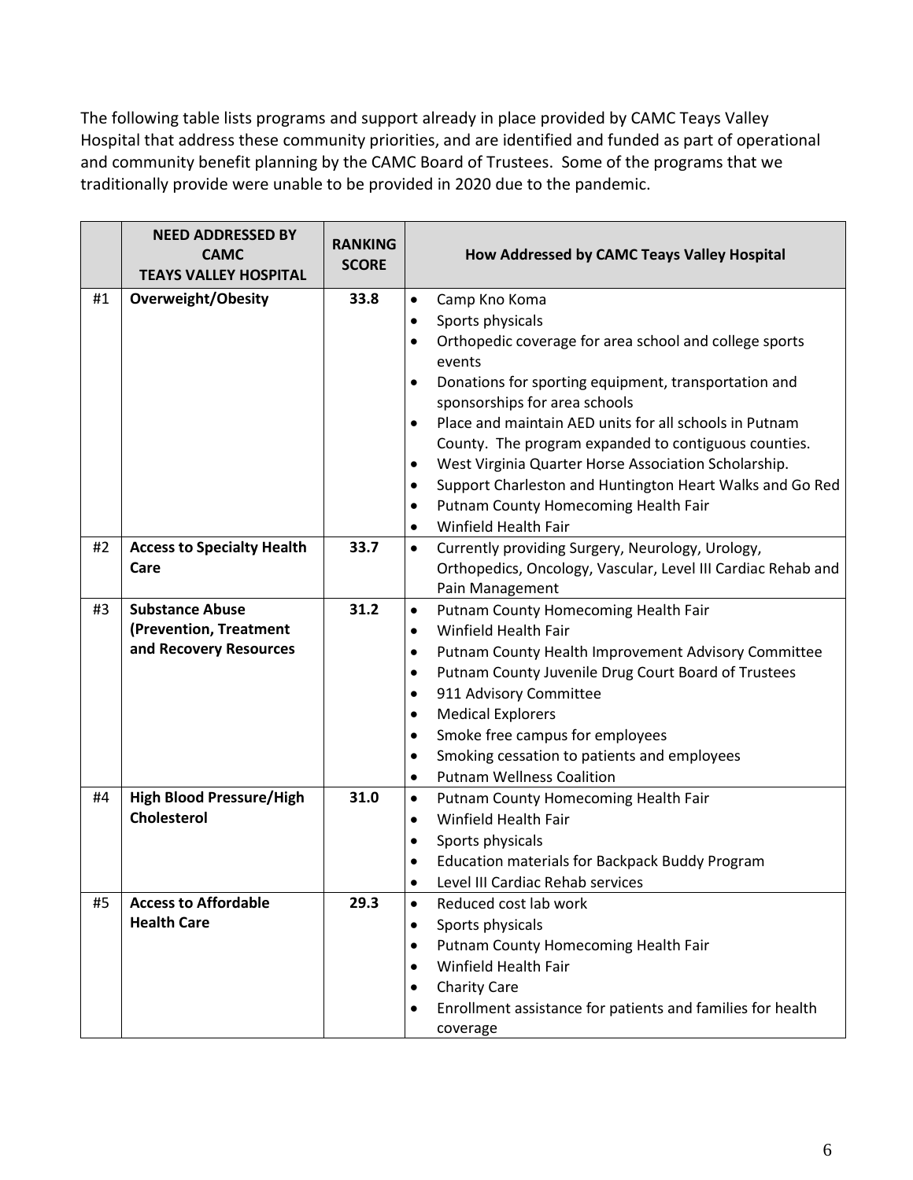The following table lists programs and support already in place provided by CAMC Teays Valley Hospital that address these community priorities, and are identified and funded as part of operational and community benefit planning by the CAMC Board of Trustees. Some of the programs that we traditionally provide were unable to be provided in 2020 due to the pandemic.

| | NEED ADDRESSED BY CAMC TEAYS VALLEY HOSPITAL | RANKING SCORE | How Addressed by CAMC Teays Valley Hospital |
|---|---|---|---|
| #1 | **Overweight/Obesity** | **33.8** | • Camp Kno Koma<br>• Sports physicals<br>• Orthopedic coverage for area school and college sports events<br>• Donations for sporting equipment, transportation and sponsorships for area schools<br>• Place and maintain AED units for all schools in Putnam County. The program expanded to contiguous counties.<br>• West Virginia Quarter Horse Association Scholarship.<br>• Support Charleston and Huntington Heart Walks and Go Red<br>• Putnam County Homecoming Health Fair<br>• Winfield Health Fair |
| #2 | **Access to Specialty Health Care** | **33.7** | • Currently providing Surgery, Neurology, Urology, Orthopedics, Oncology, Vascular, Level III Cardiac Rehab and Pain Management |
| #3 | **Substance Abuse (Prevention, Treatment and Recovery Resources** | **31.2** | • Putnam County Homecoming Health Fair<br>• Winfield Health Fair<br>• Putnam County Health Improvement Advisory Committee<br>• Putnam County Juvenile Drug Court Board of Trustees<br>• 911 Advisory Committee<br>• Medical Explorers<br>• Smoke free campus for employees<br>• Smoking cessation to patients and employees<br>• Putnam Wellness Coalition |
| #4 | **High Blood Pressure/High Cholesterol** | **31.0** | • Putnam County Homecoming Health Fair<br>• Winfield Health Fair<br>• Sports physicals<br>• Education materials for Backpack Buddy Program<br>• Level III Cardiac Rehab services |
| #5 | **Access to Affordable Health Care** | **29.3** | • Reduced cost lab work<br>• Sports physicals<br>• Putnam County Homecoming Health Fair<br>• Winfield Health Fair<br>• Charity Care<br>• Enrollment assistance for patients and families for health coverage |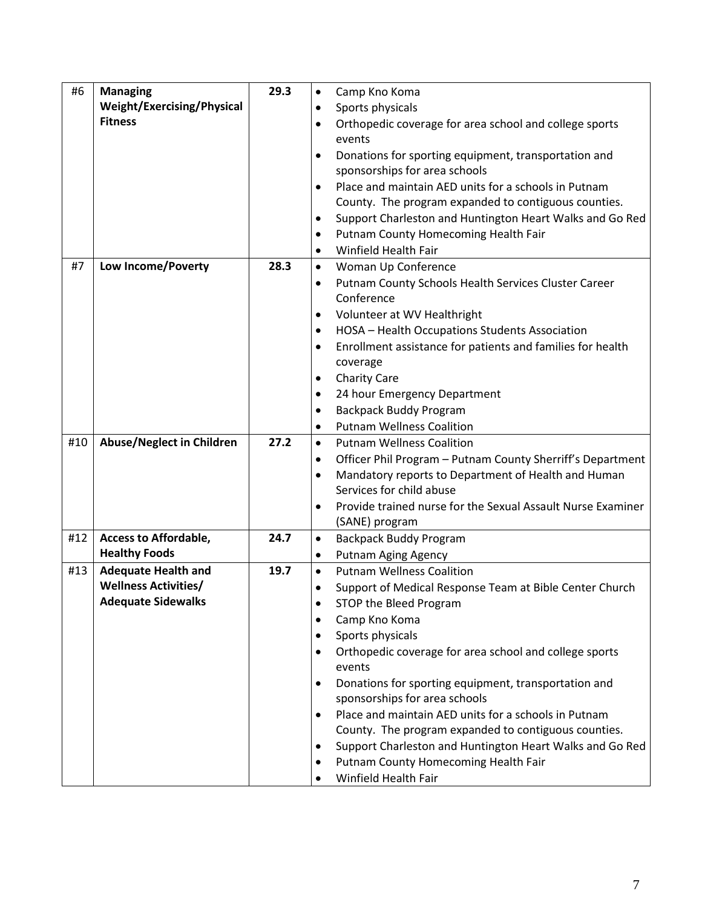| #6 | **Managing Weight/Exercising/Physical Fitness** | **29.3** | • Camp Kno Koma<br>• Sports physicals<br>• Orthopedic coverage for area school and college sports events<br>• Donations for sporting equipment, transportation and sponsorships for area schools<br>• Place and maintain AED units for a schools in Putnam County. The program expanded to contiguous counties.<br>• Support Charleston and Huntington Heart Walks and Go Red<br>• Putnam County Homecoming Health Fair<br>• Winfield Health Fair |
|---|---|---|---|
| #7 | **Low Income/Poverty** | **28.3** | • Woman Up Conference<br>• Putnam County Schools Health Services Cluster Career Conference<br>• Volunteer at WV Healthright<br>• HOSA – Health Occupations Students Association<br>• Enrollment assistance for patients and families for health coverage<br>• Charity Care<br>• 24 hour Emergency Department<br>• Backpack Buddy Program<br>• Putnam Wellness Coalition |
| #10 | **Abuse/Neglect in Children** | **27.2** | • Putnam Wellness Coalition<br>• Officer Phil Program – Putnam County Sherriff's Department<br>• Mandatory reports to Department of Health and Human Services for child abuse<br>• Provide trained nurse for the Sexual Assault Nurse Examiner (SANE) program |
| #12 | **Access to Affordable, Healthy Foods** | **24.7** | • Backpack Buddy Program<br>• Putnam Aging Agency |
| #13 | **Adequate Health and Wellness Activities/ Adequate Sidewalks** | **19.7** | • Putnam Wellness Coalition<br>• Support of Medical Response Team at Bible Center Church<br>• STOP the Bleed Program<br>• Camp Kno Koma<br>• Sports physicals<br>• Orthopedic coverage for area school and college sports events<br>• Donations for sporting equipment, transportation and sponsorships for area schools<br>• Place and maintain AED units for a schools in Putnam County. The program expanded to contiguous counties.<br>• Support Charleston and Huntington Heart Walks and Go Red<br>• Putnam County Homecoming Health Fair<br>• Winfield Health Fair |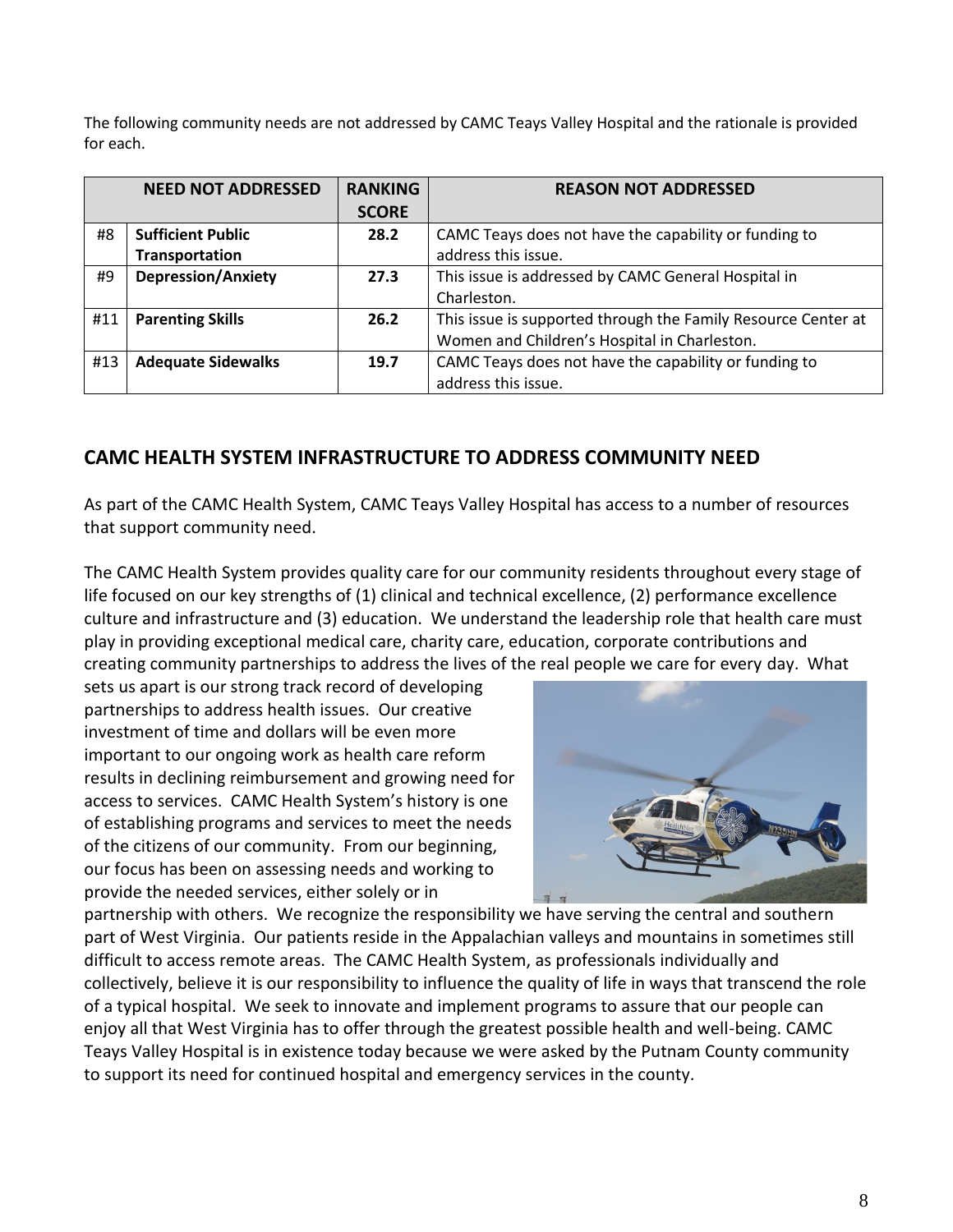The following community needs are not addressed by CAMC Teays Valley Hospital and the rationale is provided for each.

| | NEED NOT ADDRESSED | RANKING SCORE | REASON NOT ADDRESSED |
|---|---|---|---|
| #8 | **Sufficient Public Transportation** | **28.2** | CAMC Teays does not have the capability or funding to address this issue. |
| #9 | **Depression/Anxiety** | **27.3** | This issue is addressed by CAMC General Hospital in Charleston. |
| #11 | **Parenting Skills** | **26.2** | This issue is supported through the Family Resource Center at Women and Children's Hospital in Charleston. |
| #13 | **Adequate Sidewalks** | **19.7** | CAMC Teays does not have the capability or funding to address this issue. |

## CAMC HEALTH SYSTEM INFRASTRUCTURE TO ADDRESS COMMUNITY NEED

As part of the CAMC Health System, CAMC Teays Valley Hospital has access to a number of resources that support community need.

The CAMC Health System provides quality care for our community residents throughout every stage of life focused on our key strengths of (1) clinical and technical excellence, (2) performance excellence culture and infrastructure and (3) education. We understand the leadership role that health care must play in providing exceptional medical care, charity care, education, corporate contributions and creating community partnerships to address the lives of the real people we care for every day. What sets us apart is our strong track record of developing partnerships to address health issues. Our creative investment of time and dollars will be even more important to our ongoing work as health care reform results in declining reimbursement and growing need for access to services. CAMC Health System's history is one of establishing programs and services to meet the needs of the citizens of our community. From our beginning, our focus has been on assessing needs and working to provide the needed services, either solely or in partnership with others. We recognize the responsibility we have serving the central and southern part of West Virginia. Our patients reside in the Appalachian valleys and mountains in sometimes still difficult to access remote areas. The CAMC Health System, as professionals individually and collectively, believe it is our responsibility to influence the quality of life in ways that transcend the role of a typical hospital. We seek to innovate and implement programs to assure that our people can enjoy all that West Virginia has to offer through the greatest possible health and well-being. CAMC Teays Valley Hospital is in existence today because we were asked by the Putnam County community to support its need for continued hospital and emergency services in the county.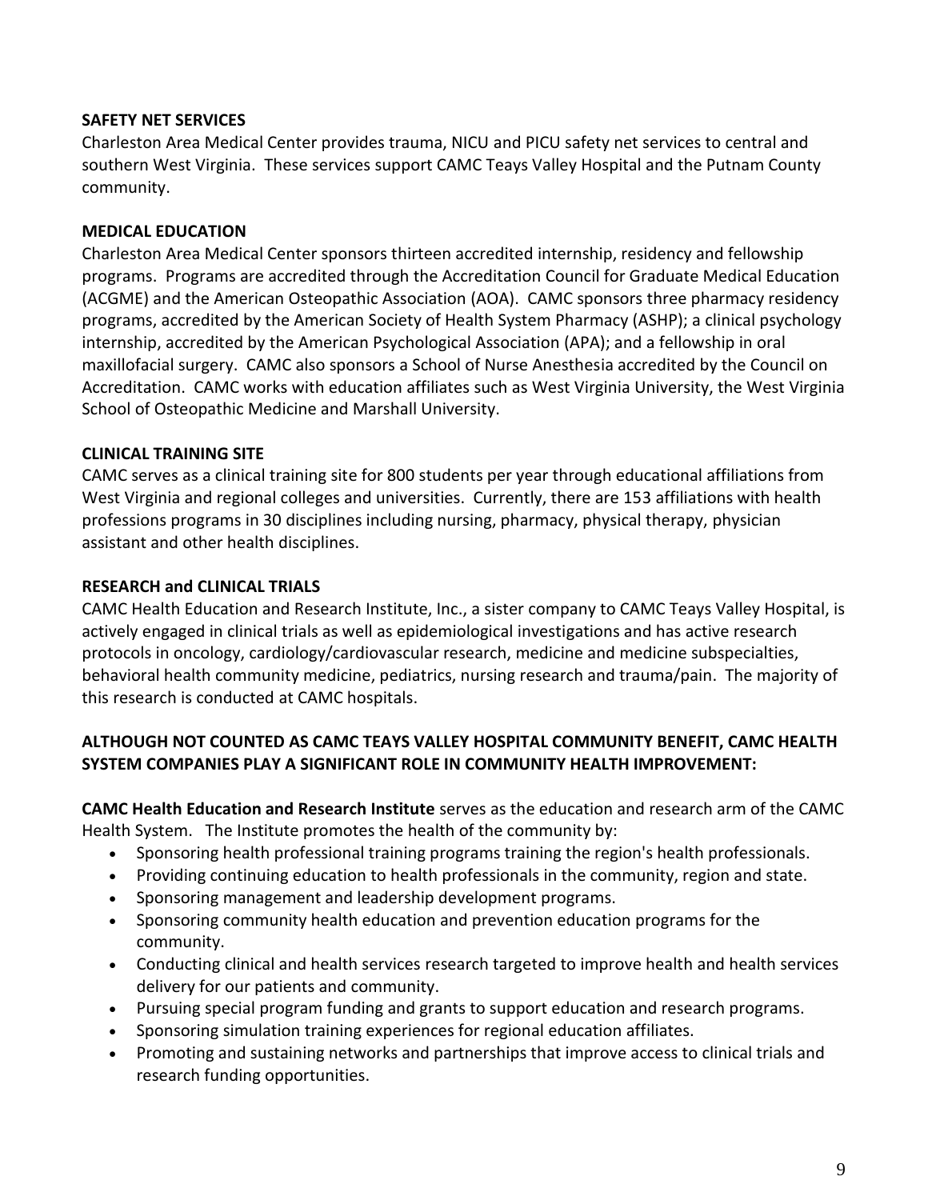**SAFETY NET SERVICES**

Charleston Area Medical Center provides trauma, NICU and PICU safety net services to central and southern West Virginia. These services support CAMC Teays Valley Hospital and the Putnam County community.

**MEDICAL EDUCATION**

Charleston Area Medical Center sponsors thirteen accredited internship, residency and fellowship programs. Programs are accredited through the Accreditation Council for Graduate Medical Education (ACGME) and the American Osteopathic Association (AOA). CAMC sponsors three pharmacy residency programs, accredited by the American Society of Health System Pharmacy (ASHP); a clinical psychology internship, accredited by the American Psychological Association (APA); and a fellowship in oral maxillofacial surgery. CAMC also sponsors a School of Nurse Anesthesia accredited by the Council on Accreditation. CAMC works with education affiliates such as West Virginia University, the West Virginia School of Osteopathic Medicine and Marshall University.

**CLINICAL TRAINING SITE**

CAMC serves as a clinical training site for 800 students per year through educational affiliations from West Virginia and regional colleges and universities. Currently, there are 153 affiliations with health professions programs in 30 disciplines including nursing, pharmacy, physical therapy, physician assistant and other health disciplines.

**RESEARCH and CLINICAL TRIALS**

CAMC Health Education and Research Institute, Inc., a sister company to CAMC Teays Valley Hospital, is actively engaged in clinical trials as well as epidemiological investigations and has active research protocols in oncology, cardiology/cardiovascular research, medicine and medicine subspecialties, behavioral health community medicine, pediatrics, nursing research and trauma/pain. The majority of this research is conducted at CAMC hospitals.

**ALTHOUGH NOT COUNTED AS CAMC TEAYS VALLEY HOSPITAL COMMUNITY BENEFIT, CAMC HEALTH SYSTEM COMPANIES PLAY A SIGNIFICANT ROLE IN COMMUNITY HEALTH IMPROVEMENT:**

**CAMC Health Education and Research Institute** serves as the education and research arm of the CAMC Health System. The Institute promotes the health of the community by:

- Sponsoring health professional training programs training the region's health professionals.
- Providing continuing education to health professionals in the community, region and state.
- Sponsoring management and leadership development programs.
- Sponsoring community health education and prevention education programs for the community.
- Conducting clinical and health services research targeted to improve health and health services delivery for our patients and community.
- Pursuing special program funding and grants to support education and research programs.
- Sponsoring simulation training experiences for regional education affiliates.
- Promoting and sustaining networks and partnerships that improve access to clinical trials and research funding opportunities.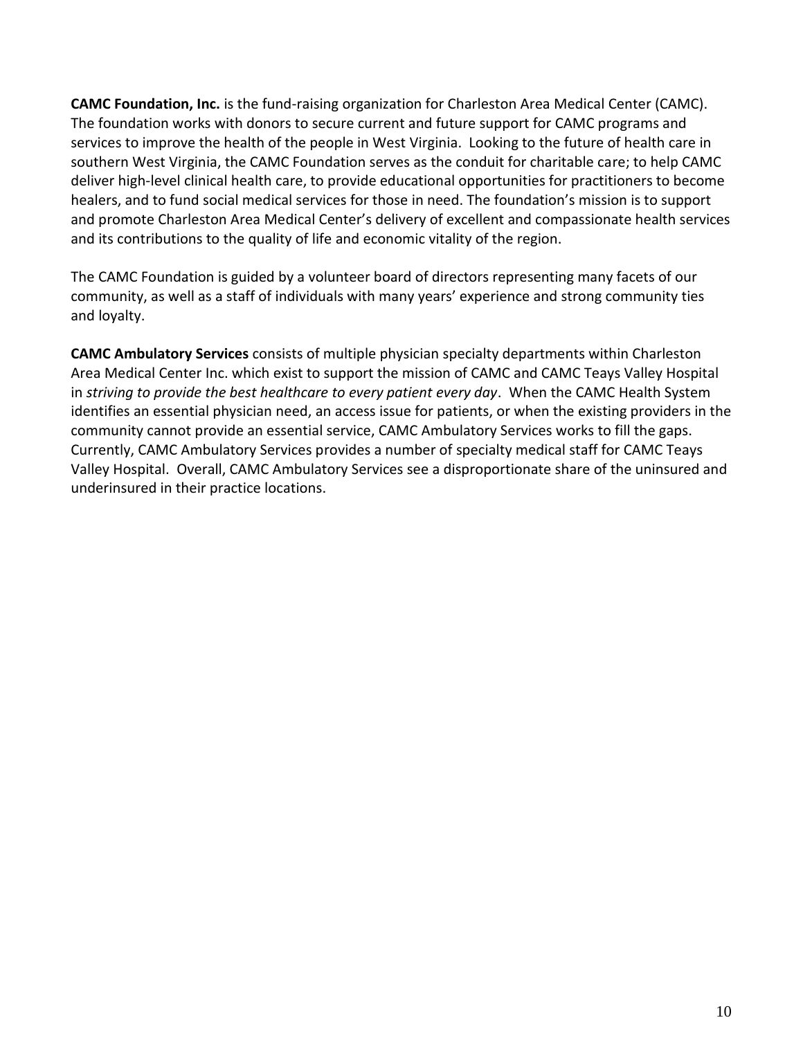**CAMC Foundation, Inc.** is the fund-raising organization for Charleston Area Medical Center (CAMC). The foundation works with donors to secure current and future support for CAMC programs and services to improve the health of the people in West Virginia. Looking to the future of health care in southern West Virginia, the CAMC Foundation serves as the conduit for charitable care; to help CAMC deliver high-level clinical health care, to provide educational opportunities for practitioners to become healers, and to fund social medical services for those in need. The foundation's mission is to support and promote Charleston Area Medical Center's delivery of excellent and compassionate health services and its contributions to the quality of life and economic vitality of the region.

The CAMC Foundation is guided by a volunteer board of directors representing many facets of our community, as well as a staff of individuals with many years' experience and strong community ties and loyalty.

**CAMC Ambulatory Services** consists of multiple physician specialty departments within Charleston Area Medical Center Inc. which exist to support the mission of CAMC and CAMC Teays Valley Hospital in *striving to provide the best healthcare to every patient every day*. When the CAMC Health System identifies an essential physician need, an access issue for patients, or when the existing providers in the community cannot provide an essential service, CAMC Ambulatory Services works to fill the gaps. Currently, CAMC Ambulatory Services provides a number of specialty medical staff for CAMC Teays Valley Hospital. Overall, CAMC Ambulatory Services see a disproportionate share of the uninsured and underinsured in their practice locations.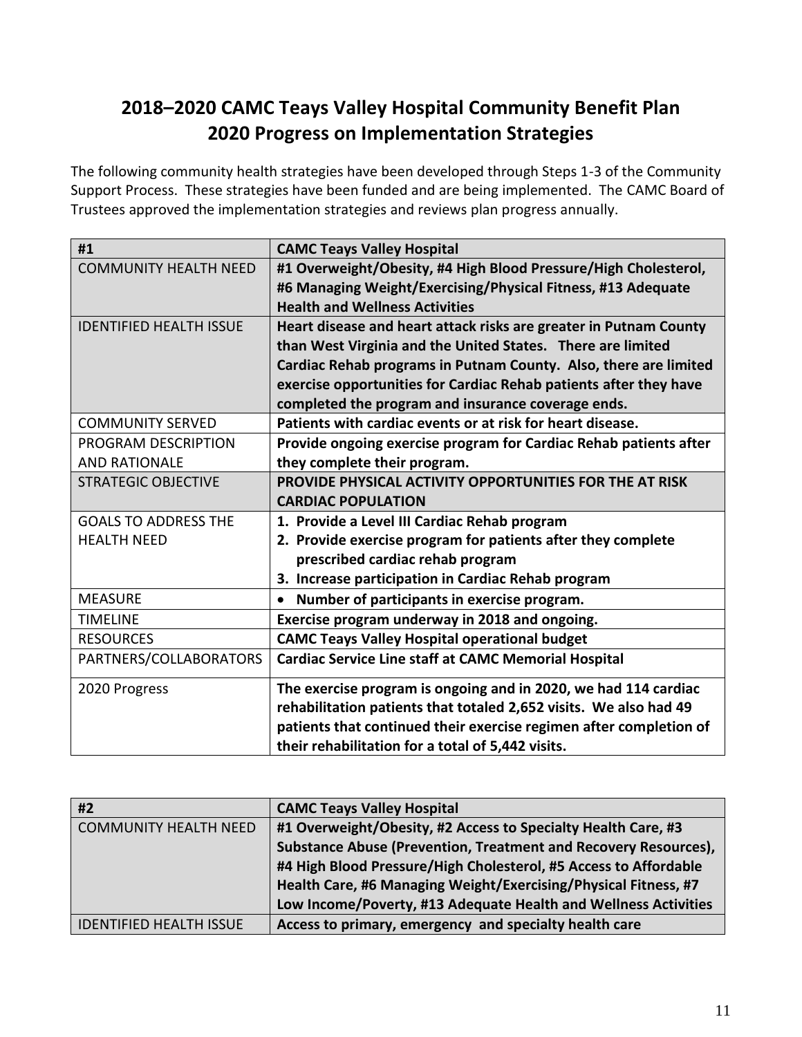# 2018–2020 CAMC Teays Valley Hospital Community Benefit Plan
# 2020 Progress on Implementation Strategies

The following community health strategies have been developed through Steps 1-3 of the Community Support Process. These strategies have been funded and are being implemented. The CAMC Board of Trustees approved the implementation strategies and reviews plan progress annually.

| #1 | CAMC Teays Valley Hospital |
|---|---|
| COMMUNITY HEALTH NEED | **#1 Overweight/Obesity, #4 High Blood Pressure/High Cholesterol, #6 Managing Weight/Exercising/Physical Fitness, #13 Adequate Health and Wellness Activities** |
| IDENTIFIED HEALTH ISSUE | **Heart disease and heart attack risks are greater in Putnam County than West Virginia and the United States. There are limited Cardiac Rehab programs in Putnam County. Also, there are limited exercise opportunities for Cardiac Rehab patients after they have completed the program and insurance coverage ends.** |
| COMMUNITY SERVED | **Patients with cardiac events or at risk for heart disease.** |
| PROGRAM DESCRIPTION AND RATIONALE | **Provide ongoing exercise program for Cardiac Rehab patients after they complete their program.** |
| STRATEGIC OBJECTIVE | **PROVIDE PHYSICAL ACTIVITY OPPORTUNITIES FOR THE AT RISK CARDIAC POPULATION** |
| GOALS TO ADDRESS THE HEALTH NEED | **1. Provide a Level III Cardiac Rehab program**<br>**2. Provide exercise program for patients after they complete prescribed cardiac rehab program**<br>**3. Increase participation in Cardiac Rehab program** |
| MEASURE | • **Number of participants in exercise program.** |
| TIMELINE | **Exercise program underway in 2018 and ongoing.** |
| RESOURCES | **CAMC Teays Valley Hospital operational budget** |
| PARTNERS/COLLABORATORS | **Cardiac Service Line staff at CAMC Memorial Hospital** |
| 2020 Progress | **The exercise program is ongoing and in 2020, we had 114 cardiac rehabilitation patients that totaled 2,652 visits. We also had 49 patients that continued their exercise regimen after completion of their rehabilitation for a total of 5,442 visits.** |

| #2 | CAMC Teays Valley Hospital |
|---|---|
| COMMUNITY HEALTH NEED | **#1 Overweight/Obesity, #2 Access to Specialty Health Care, #3 Substance Abuse (Prevention, Treatment and Recovery Resources), #4 High Blood Pressure/High Cholesterol, #5 Access to Affordable Health Care, #6 Managing Weight/Exercising/Physical Fitness, #7 Low Income/Poverty, #13 Adequate Health and Wellness Activities** |
| IDENTIFIED HEALTH ISSUE | **Access to primary, emergency and specialty health care** |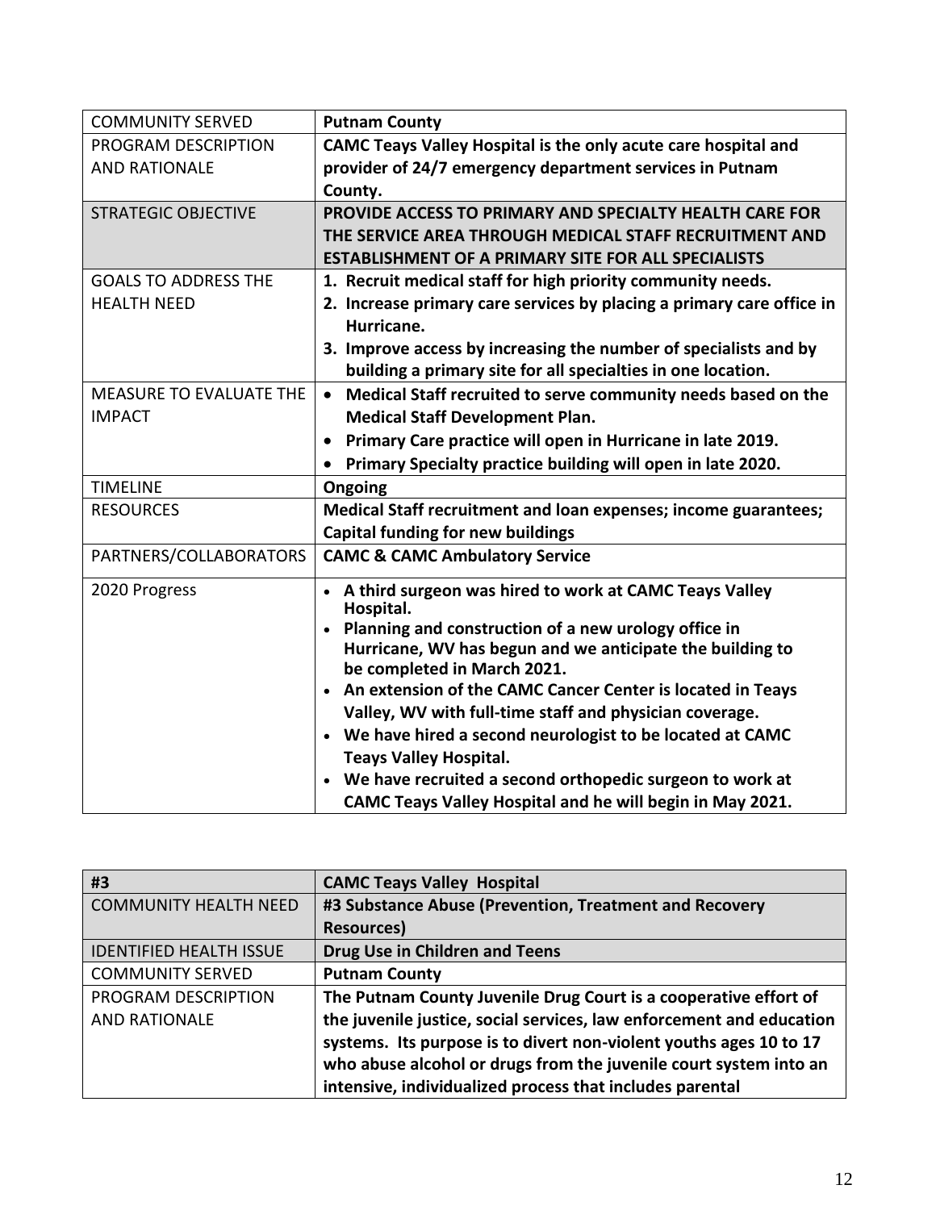| | |
|---|---|
| COMMUNITY SERVED | **Putnam County** |
| PROGRAM DESCRIPTION AND RATIONALE | **CAMC Teays Valley Hospital is the only acute care hospital and provider of 24/7 emergency department services in Putnam County.** |
| STRATEGIC OBJECTIVE | **PROVIDE ACCESS TO PRIMARY AND SPECIALTY HEALTH CARE FOR THE SERVICE AREA THROUGH MEDICAL STAFF RECRUITMENT AND ESTABLISHMENT OF A PRIMARY SITE FOR ALL SPECIALISTS** |
| GOALS TO ADDRESS THE HEALTH NEED | **1. Recruit medical staff for high priority community needs.**<br>**2. Increase primary care services by placing a primary care office in Hurricane.**<br>**3. Improve access by increasing the number of specialists and by building a primary site for all specialties in one location.** |
| MEASURE TO EVALUATE THE IMPACT | • **Medical Staff recruited to serve community needs based on the Medical Staff Development Plan.**<br>• **Primary Care practice will open in Hurricane in late 2019.**<br>• **Primary Specialty practice building will open in late 2020.** |
| TIMELINE | **Ongoing** |
| RESOURCES | **Medical Staff recruitment and loan expenses; income guarantees; Capital funding for new buildings** |
| PARTNERS/COLLABORATORS | **CAMC & CAMC Ambulatory Service** |
| 2020 Progress | • **A third surgeon was hired to work at CAMC Teays Valley Hospital.**<br>• **Planning and construction of a new urology office in Hurricane, WV has begun and we anticipate the building to be completed in March 2021.**<br>• **An extension of the CAMC Cancer Center is located in Teays Valley, WV with full-time staff and physician coverage.**<br>• **We have hired a second neurologist to be located at CAMC Teays Valley Hospital.**<br>• **We have recruited a second orthopedic surgeon to work at CAMC Teays Valley Hospital and he will begin in May 2021.** |

| #3 | CAMC Teays Valley Hospital |
|---|---|
| COMMUNITY HEALTH NEED | **#3 Substance Abuse (Prevention, Treatment and Recovery Resources)** |
| IDENTIFIED HEALTH ISSUE | **Drug Use in Children and Teens** |
| COMMUNITY SERVED | **Putnam County** |
| PROGRAM DESCRIPTION AND RATIONALE | **The Putnam County Juvenile Drug Court is a cooperative effort of the juvenile justice, social services, law enforcement and education systems. Its purpose is to divert non-violent youths ages 10 to 17 who abuse alcohol or drugs from the juvenile court system into an intensive, individualized process that includes parental** |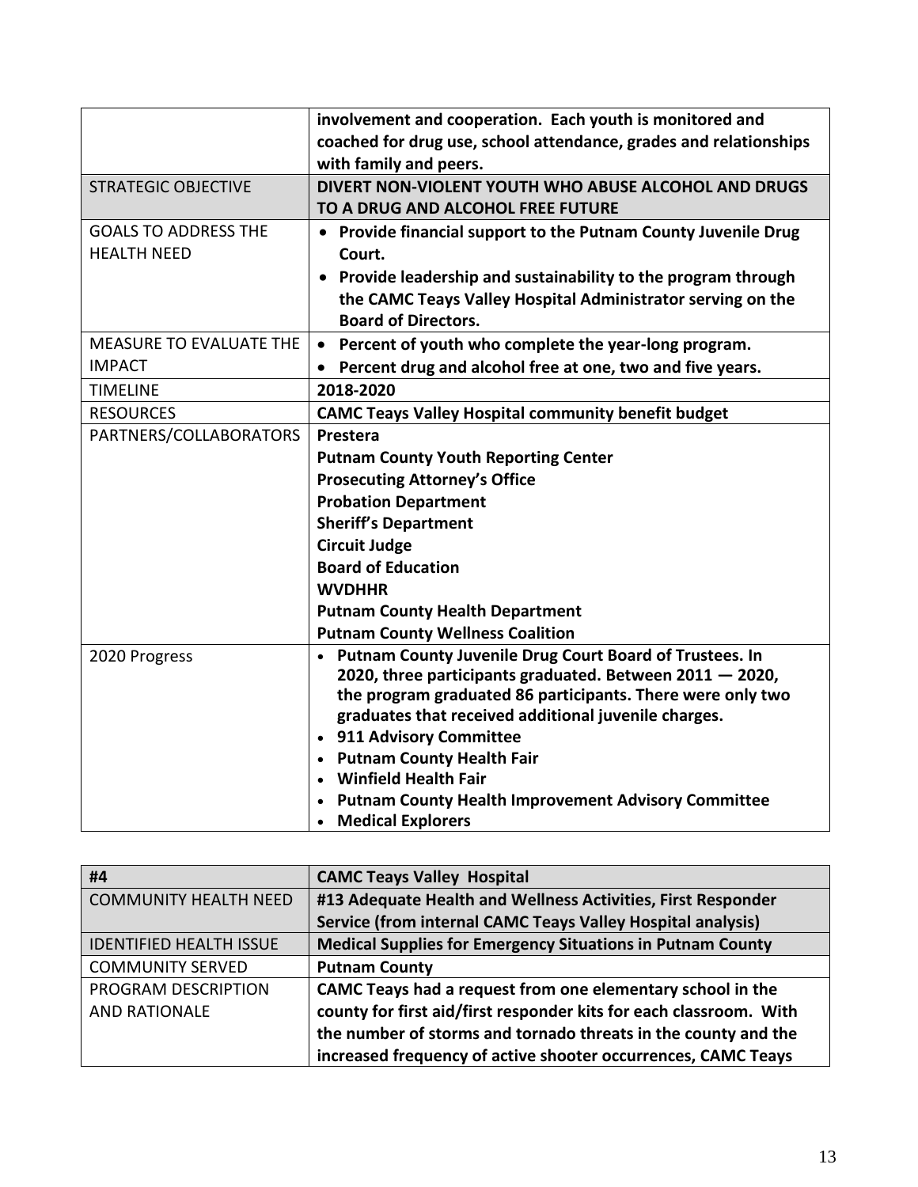| | |
|---|---|
| | **involvement and cooperation. Each youth is monitored and coached for drug use, school attendance, grades and relationships with family and peers.** |
| STRATEGIC OBJECTIVE | **DIVERT NON-VIOLENT YOUTH WHO ABUSE ALCOHOL AND DRUGS TO A DRUG AND ALCOHOL FREE FUTURE** |
| GOALS TO ADDRESS THE HEALTH NEED | • **Provide financial support to the Putnam County Juvenile Drug Court.**<br>• **Provide leadership and sustainability to the program through the CAMC Teays Valley Hospital Administrator serving on the Board of Directors.** |
| MEASURE TO EVALUATE THE IMPACT | • **Percent of youth who complete the year-long program.**<br>• **Percent drug and alcohol free at one, two and five years.** |
| TIMELINE | **2018-2020** |
| RESOURCES | **CAMC Teays Valley Hospital community benefit budget** |
| PARTNERS/COLLABORATORS | **Prestera**<br>**Putnam County Youth Reporting Center**<br>**Prosecuting Attorney's Office**<br>**Probation Department**<br>**Sheriff's Department**<br>**Circuit Judge**<br>**Board of Education**<br>**WVDHHR**<br>**Putnam County Health Department**<br>**Putnam County Wellness Coalition** |
| 2020 Progress | • **Putnam County Juvenile Drug Court Board of Trustees. In 2020, three participants graduated. Between 2011 — 2020, the program graduated 86 participants. There were only two graduates that received additional juvenile charges.**<br>• **911 Advisory Committee**<br>• **Putnam County Health Fair**<br>• **Winfield Health Fair**<br>• **Putnam County Health Improvement Advisory Committee**<br>• **Medical Explorers** |

| **#4** | **CAMC Teays Valley Hospital** |
|---|---|
| COMMUNITY HEALTH NEED | **#13 Adequate Health and Wellness Activities, First Responder Service (from internal CAMC Teays Valley Hospital analysis)** |
| IDENTIFIED HEALTH ISSUE | **Medical Supplies for Emergency Situations in Putnam County** |
| COMMUNITY SERVED | **Putnam County** |
| PROGRAM DESCRIPTION AND RATIONALE | **CAMC Teays had a request from one elementary school in the county for first aid/first responder kits for each classroom. With the number of storms and tornado threats in the county and the increased frequency of active shooter occurrences, CAMC Teays** |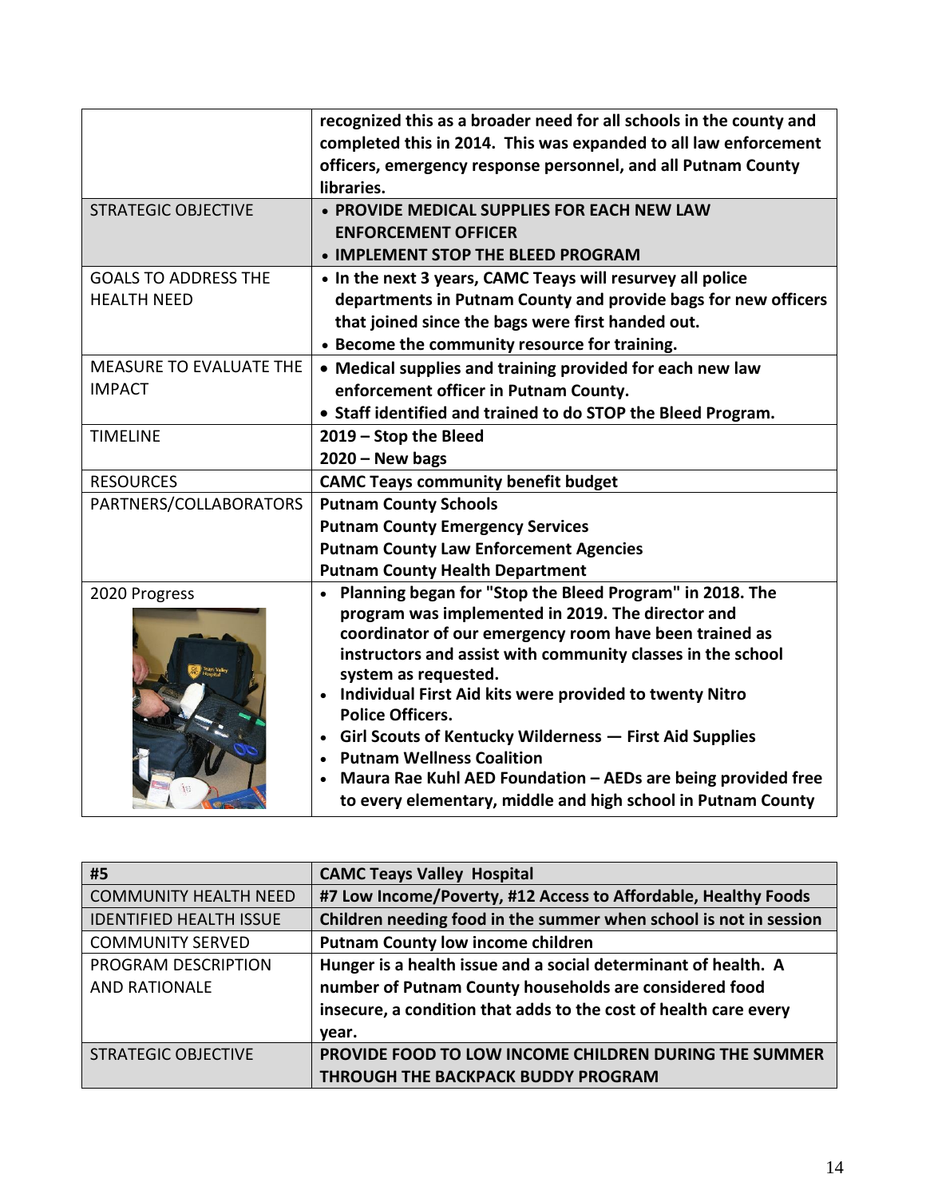| | |
|---|---|
| | **recognized this as a broader need for all schools in the county and completed this in 2014. This was expanded to all law enforcement officers, emergency response personnel, and all Putnam County libraries.** |
| STRATEGIC OBJECTIVE | **• PROVIDE MEDICAL SUPPLIES FOR EACH NEW LAW ENFORCEMENT OFFICER**<br>**• IMPLEMENT STOP THE BLEED PROGRAM** |
| GOALS TO ADDRESS THE HEALTH NEED | **• In the next 3 years, CAMC Teays will resurvey all police departments in Putnam County and provide bags for new officers that joined since the bags were first handed out.**<br>**• Become the community resource for training.** |
| MEASURE TO EVALUATE THE IMPACT | **• Medical supplies and training provided for each new law enforcement officer in Putnam County.**<br>**• Staff identified and trained to do STOP the Bleed Program.** |
| TIMELINE | **2019 – Stop the Bleed**<br>**2020 – New bags** |
| RESOURCES | **CAMC Teays community benefit budget** |
| PARTNERS/COLLABORATORS | **Putnam County Schools**<br>**Putnam County Emergency Services**<br>**Putnam County Law Enforcement Agencies**<br>**Putnam County Health Department** |
| 2020 Progress | **• Planning began for "Stop the Bleed Program" in 2018. The program was implemented in 2019. The director and coordinator of our emergency room have been trained as instructors and assist with community classes in the school system as requested.**<br>**• Individual First Aid kits were provided to twenty Nitro Police Officers.**<br>**• Girl Scouts of Kentucky Wilderness — First Aid Supplies**<br>**• Putnam Wellness Coalition**<br>**• Maura Rae Kuhl AED Foundation – AEDs are being provided free to every elementary, middle and high school in Putnam County** |

| **#5** | **CAMC Teays Valley Hospital** |
|---|---|
| COMMUNITY HEALTH NEED | **#7 Low Income/Poverty, #12 Access to Affordable, Healthy Foods** |
| IDENTIFIED HEALTH ISSUE | **Children needing food in the summer when school is not in session** |
| COMMUNITY SERVED | **Putnam County low income children** |
| PROGRAM DESCRIPTION AND RATIONALE | **Hunger is a health issue and a social determinant of health. A number of Putnam County households are considered food insecure, a condition that adds to the cost of health care every year.** |
| STRATEGIC OBJECTIVE | **PROVIDE FOOD TO LOW INCOME CHILDREN DURING THE SUMMER THROUGH THE BACKPACK BUDDY PROGRAM** |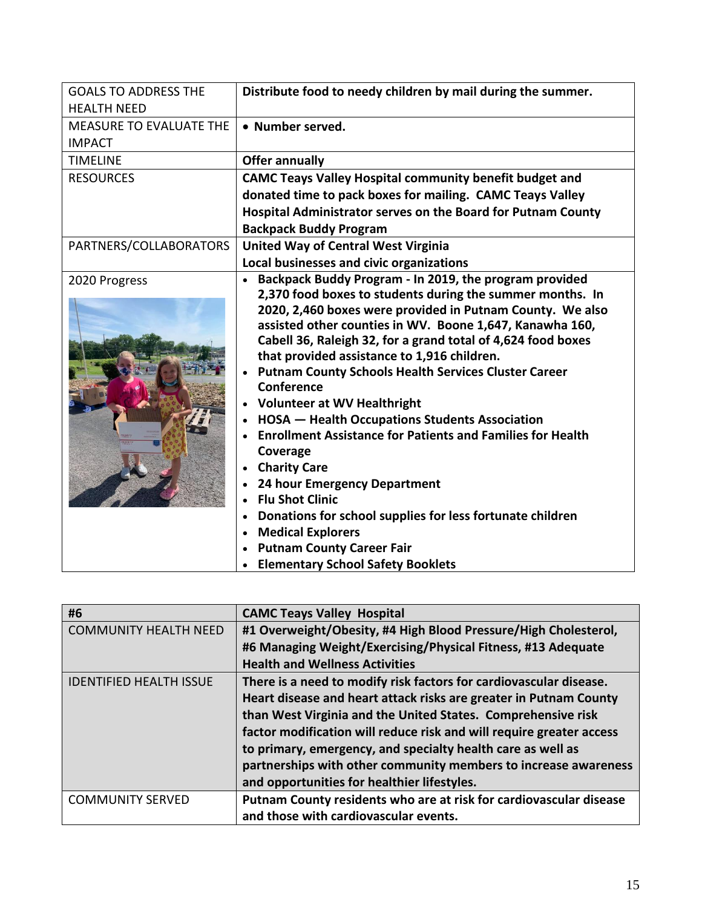| | |
|---|---|
| GOALS TO ADDRESS THE HEALTH NEED | **Distribute food to needy children by mail during the summer.** |
| MEASURE TO EVALUATE THE IMPACT | **• Number served.** |
| TIMELINE | **Offer annually** |
| RESOURCES | **CAMC Teays Valley Hospital community benefit budget and donated time to pack boxes for mailing. CAMC Teays Valley Hospital Administrator serves on the Board for Putnam County Backpack Buddy Program** |
| PARTNERS/COLLABORATORS | **United Way of Central West Virginia**<br>**Local businesses and civic organizations** |
| 2020 Progress | **• Backpack Buddy Program - In 2019, the program provided 2,370 food boxes to students during the summer months. In 2020, 2,460 boxes were provided in Putnam County. We also assisted other counties in WV. Boone 1,647, Kanawha 160, Cabell 36, Raleigh 32, for a grand total of 4,624 food boxes that provided assistance to 1,916 children.**<br>**• Putnam County Schools Health Services Cluster Career Conference**<br>**• Volunteer at WV Healthright**<br>**• HOSA — Health Occupations Students Association**<br>**• Enrollment Assistance for Patients and Families for Health Coverage**<br>**• Charity Care**<br>**• 24 hour Emergency Department**<br>**• Flu Shot Clinic**<br>**• Donations for school supplies for less fortunate children**<br>**• Medical Explorers**<br>**• Putnam County Career Fair**<br>**• Elementary School Safety Booklets** |

| #6 | CAMC Teays Valley Hospital |
|---|---|
| COMMUNITY HEALTH NEED | **#1 Overweight/Obesity, #4 High Blood Pressure/High Cholesterol, #6 Managing Weight/Exercising/Physical Fitness, #13 Adequate Health and Wellness Activities** |
| IDENTIFIED HEALTH ISSUE | **There is a need to modify risk factors for cardiovascular disease. Heart disease and heart attack risks are greater in Putnam County than West Virginia and the United States. Comprehensive risk factor modification will reduce risk and will require greater access to primary, emergency, and specialty health care as well as partnerships with other community members to increase awareness and opportunities for healthier lifestyles.** |
| COMMUNITY SERVED | **Putnam County residents who are at risk for cardiovascular disease and those with cardiovascular events.** |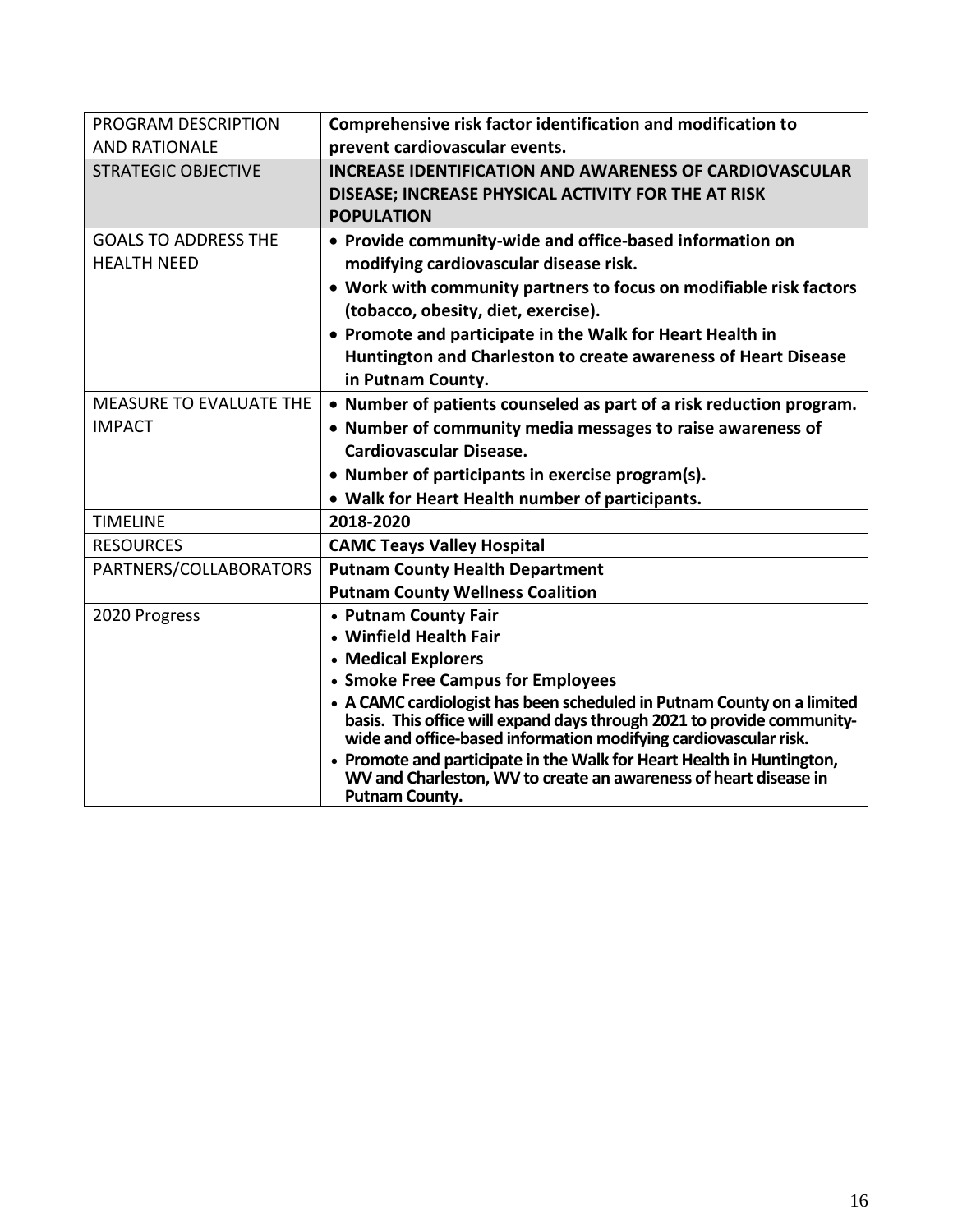| | |
|---|---|
| PROGRAM DESCRIPTION AND RATIONALE | **Comprehensive risk factor identification and modification to prevent cardiovascular events.** |
| STRATEGIC OBJECTIVE | **INCREASE IDENTIFICATION AND AWARENESS OF CARDIOVASCULAR DISEASE; INCREASE PHYSICAL ACTIVITY FOR THE AT RISK POPULATION** |
| GOALS TO ADDRESS THE HEALTH NEED | • **Provide community-wide and office-based information on modifying cardiovascular disease risk.**<br>• **Work with community partners to focus on modifiable risk factors (tobacco, obesity, diet, exercise).**<br>• **Promote and participate in the Walk for Heart Health in Huntington and Charleston to create awareness of Heart Disease in Putnam County.** |
| MEASURE TO EVALUATE THE IMPACT | • **Number of patients counseled as part of a risk reduction program.**<br>• **Number of community media messages to raise awareness of Cardiovascular Disease.**<br>• **Number of participants in exercise program(s).**<br>• **Walk for Heart Health number of participants.** |
| TIMELINE | **2018-2020** |
| RESOURCES | **CAMC Teays Valley Hospital** |
| PARTNERS/COLLABORATORS | **Putnam County Health Department**<br>**Putnam County Wellness Coalition** |
| 2020 Progress | • **Putnam County Fair**<br>• **Winfield Health Fair**<br>• **Medical Explorers**<br>• **Smoke Free Campus for Employees**<br>• **A CAMC cardiologist has been scheduled in Putnam County on a limited basis. This office will expand days through 2021 to provide community-wide and office-based information modifying cardiovascular risk.**<br>• **Promote and participate in the Walk for Heart Health in Huntington, WV and Charleston, WV to create an awareness of heart disease in Putnam County.** |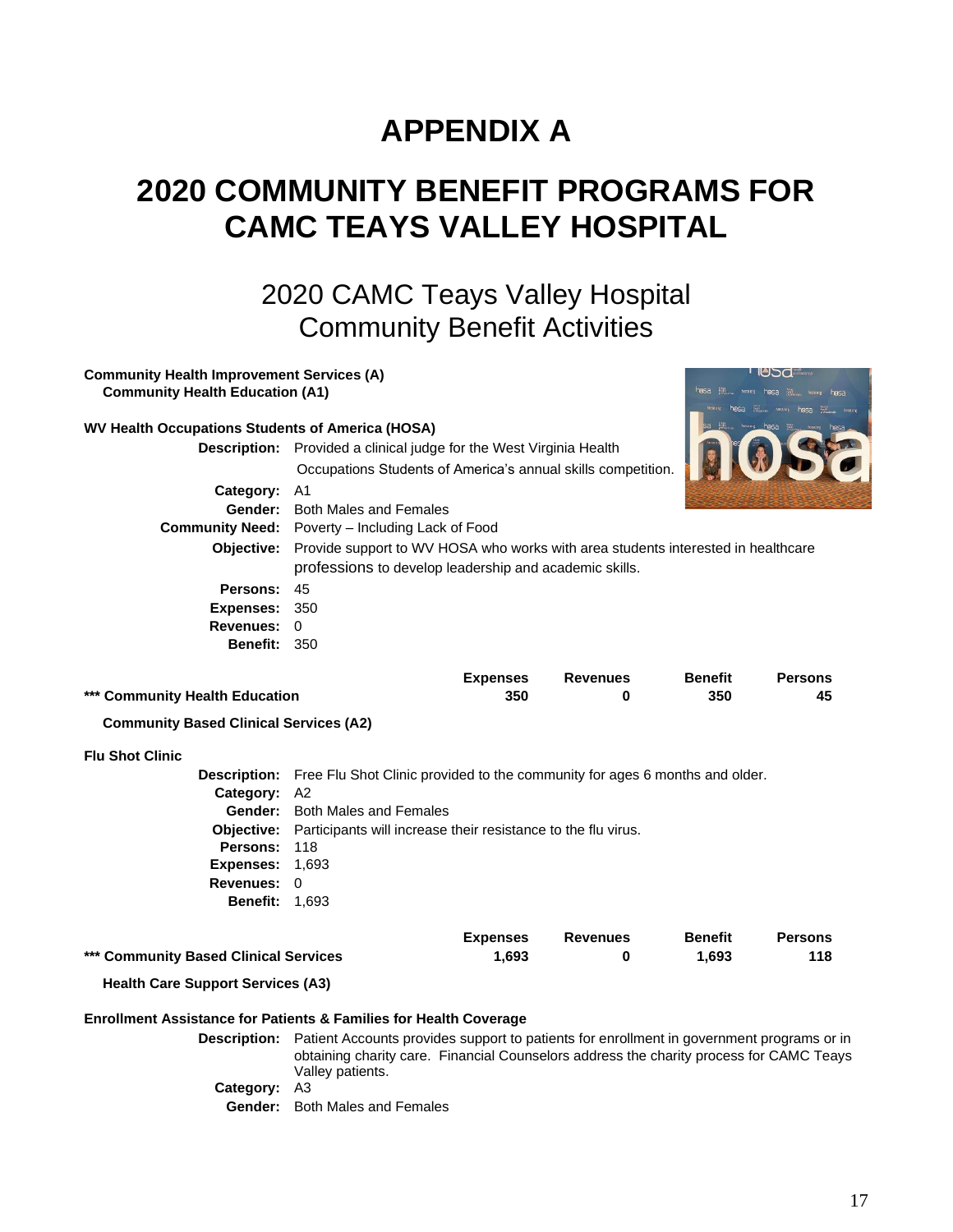# APPENDIX A

# 2020 COMMUNITY BENEFIT PROGRAMS FOR CAMC TEAYS VALLEY HOSPITAL

## 2020 CAMC Teays Valley Hospital Community Benefit Activities

**Community Health Improvement Services (A)**
**Community Health Education (A1)**

**WV Health Occupations Students of America (HOSA)**

**Description:** Provided a clinical judge for the West Virginia Health Occupations Students of America's annual skills competition.
**Category:** A1
**Gender:** Both Males and Females
**Community Need:** Poverty – Including Lack of Food
**Objective:** Provide support to WV HOSA who works with area students interested in healthcare professions to develop leadership and academic skills.
**Persons:** 45
**Expenses:** 350
**Revenues:** 0
**Benefit:** 350

| | Expenses | Revenues | Benefit | Persons |
|---|---|---|---|---|
| **\*\*\* Community Health Education** | **350** | **0** | **350** | **45** |

**Community Based Clinical Services (A2)**

**Flu Shot Clinic**

**Description:** Free Flu Shot Clinic provided to the community for ages 6 months and older.
**Category:** A2
**Gender:** Both Males and Females
**Objective:** Participants will increase their resistance to the flu virus.
**Persons:** 118
**Expenses:** 1,693
**Revenues:** 0
**Benefit:** 1,693

| | Expenses | Revenues | Benefit | Persons |
|---|---|---|---|---|
| **\*\*\* Community Based Clinical Services** | **1,693** | **0** | **1,693** | **118** |

**Health Care Support Services (A3)**

**Enrollment Assistance for Patients & Families for Health Coverage**

**Description:** Patient Accounts provides support to patients for enrollment in government programs or in obtaining charity care. Financial Counselors address the charity process for CAMC Teays Valley patients.
**Category:** A3
**Gender:** Both Males and Females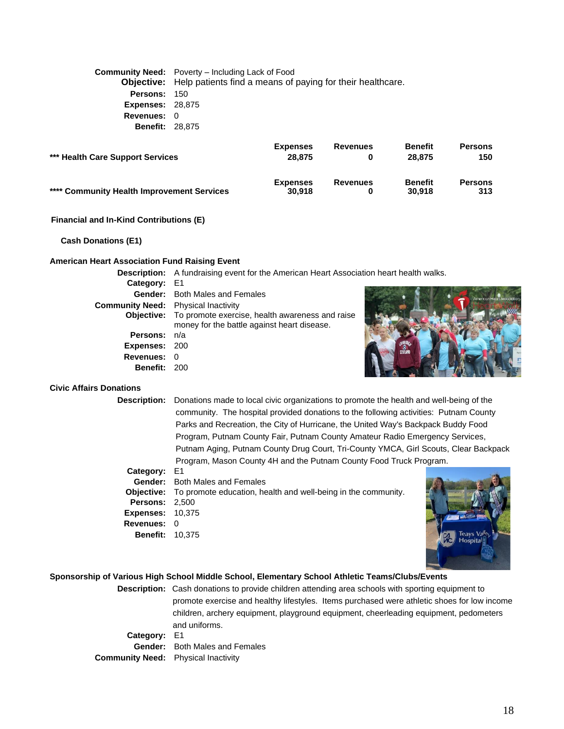**Community Need:** Poverty – Including Lack of Food
**Objective:** Help patients find a means of paying for their healthcare.
**Persons:** 150
**Expenses:** 28,875
**Revenues:** 0
**Benefit:** 28,875

| | Expenses | Revenues | Benefit | Persons |
|---|---|---|---|---|
| **\*\*\* Health Care Support Services** | **28,875** | **0** | **28,875** | **150** |
| **\*\*\*\* Community Health Improvement Services** | **30,918** | **0** | **30,918** | **313** |

### Financial and In-Kind Contributions (E)

#### Cash Donations (E1)

**American Heart Association Fund Raising Event**

**Description:** A fundraising event for the American Heart Association heart health walks.
**Category:** E1
**Gender:** Both Males and Females
**Community Need:** Physical Inactivity
**Objective:** To promote exercise, health awareness and raise money for the battle against heart disease.
**Persons:** n/a
**Expenses:** 200
**Revenues:** 0
**Benefit:** 200

**Civic Affairs Donations**

**Description:** Donations made to local civic organizations to promote the health and well-being of the community. The hospital provided donations to the following activities: Putnam County Parks and Recreation, the City of Hurricane, the United Way's Backpack Buddy Food Program, Putnam County Fair, Putnam County Amateur Radio Emergency Services, Putnam Aging, Putnam County Drug Court, Tri-County YMCA, Girl Scouts, Clear Backpack Program, Mason County 4H and the Putnam County Food Truck Program.
**Category:** E1
**Gender:** Both Males and Females
**Objective:** To promote education, health and well-being in the community.
**Persons:** 2,500
**Expenses:** 10,375
**Revenues:** 0
**Benefit:** 10,375

**Sponsorship of Various High School Middle School, Elementary School Athletic Teams/Clubs/Events**

**Description:** Cash donations to provide children attending area schools with sporting equipment to promote exercise and healthy lifestyles. Items purchased were athletic shoes for low income children, archery equipment, playground equipment, cheerleading equipment, pedometers and uniforms.
**Category:** E1
**Gender:** Both Males and Females
**Community Need:** Physical Inactivity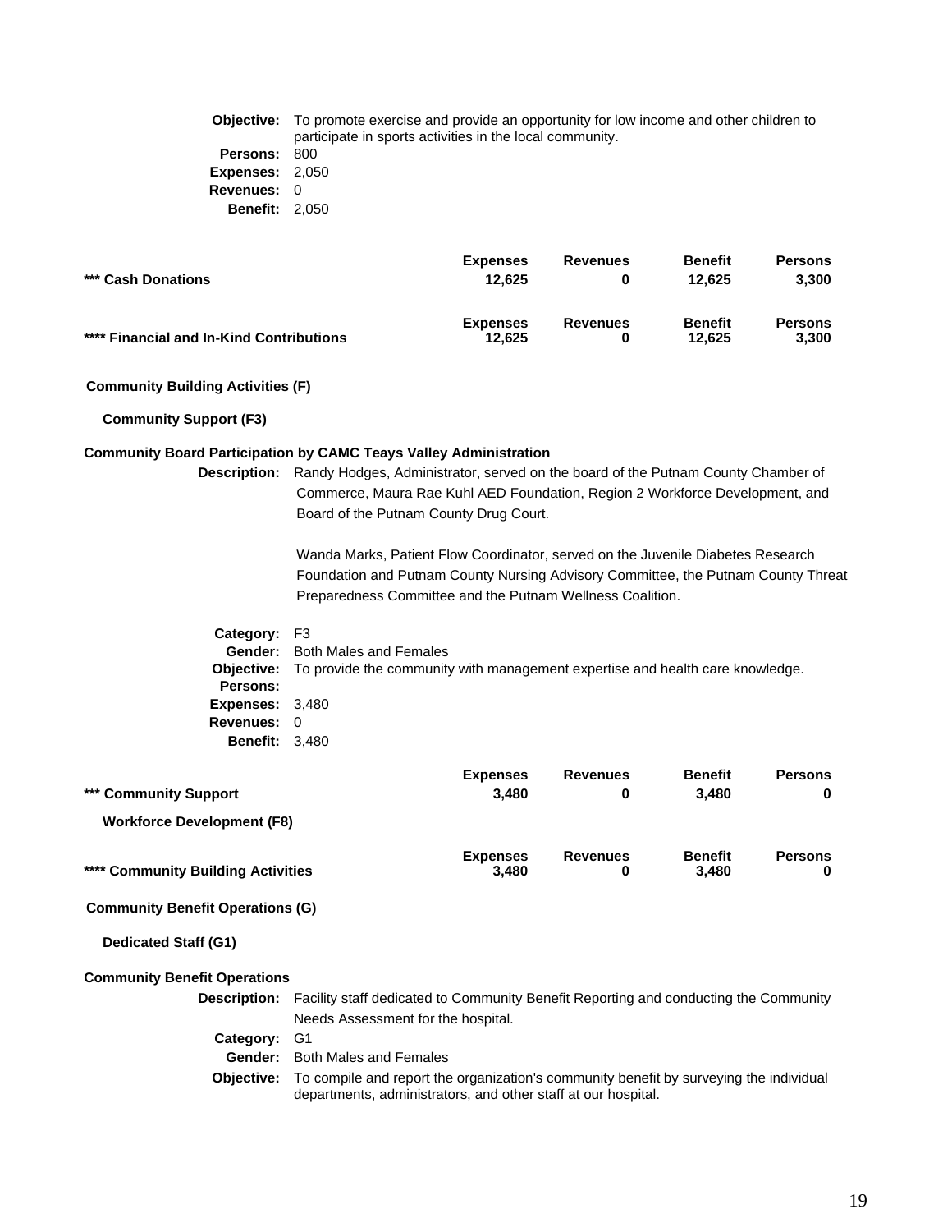**Objective:** To promote exercise and provide an opportunity for low income and other children to participate in sports activities in the local community.
**Persons:** 800
**Expenses:** 2,050
**Revenues:** 0
**Benefit:** 2,050

| | Expenses | Revenues | Benefit | Persons |
|---|---|---|---|---|
| **\*\*\* Cash Donations** | **12,625** | **0** | **12,625** | **3,300** |

| | Expenses | Revenues | Benefit | Persons |
|---|---|---|---|---|
| **\*\*\*\* Financial and In-Kind Contributions** | **12,625** | **0** | **12,625** | **3,300** |

**Community Building Activities (F)**

**Community Support (F3)**

**Community Board Participation by CAMC Teays Valley Administration**

**Description:** Randy Hodges, Administrator, served on the board of the Putnam County Chamber of Commerce, Maura Rae Kuhl AED Foundation, Region 2 Workforce Development, and Board of the Putnam County Drug Court.

Wanda Marks, Patient Flow Coordinator, served on the Juvenile Diabetes Research Foundation and Putnam County Nursing Advisory Committee, the Putnam County Threat Preparedness Committee and the Putnam Wellness Coalition.

**Category:** F3
**Gender:** Both Males and Females
**Objective:** To provide the community with management expertise and health care knowledge.
**Persons:**
**Expenses:** 3,480
**Revenues:** 0
**Benefit:** 3,480

| | Expenses | Revenues | Benefit | Persons |
|---|---|---|---|---|
| **\*\*\* Community Support** | **3,480** | **0** | **3,480** | **0** |

**Workforce Development (F8)**

| | Expenses | Revenues | Benefit | Persons |
|---|---|---|---|---|
| **\*\*\*\* Community Building Activities** | **3,480** | **0** | **3,480** | **0** |

**Community Benefit Operations (G)**

**Dedicated Staff (G1)**

**Community Benefit Operations**

**Description:** Facility staff dedicated to Community Benefit Reporting and conducting the Community Needs Assessment for the hospital.
**Category:** G1
**Gender:** Both Males and Females
**Objective:** To compile and report the organization's community benefit by surveying the individual departments, administrators, and other staff at our hospital.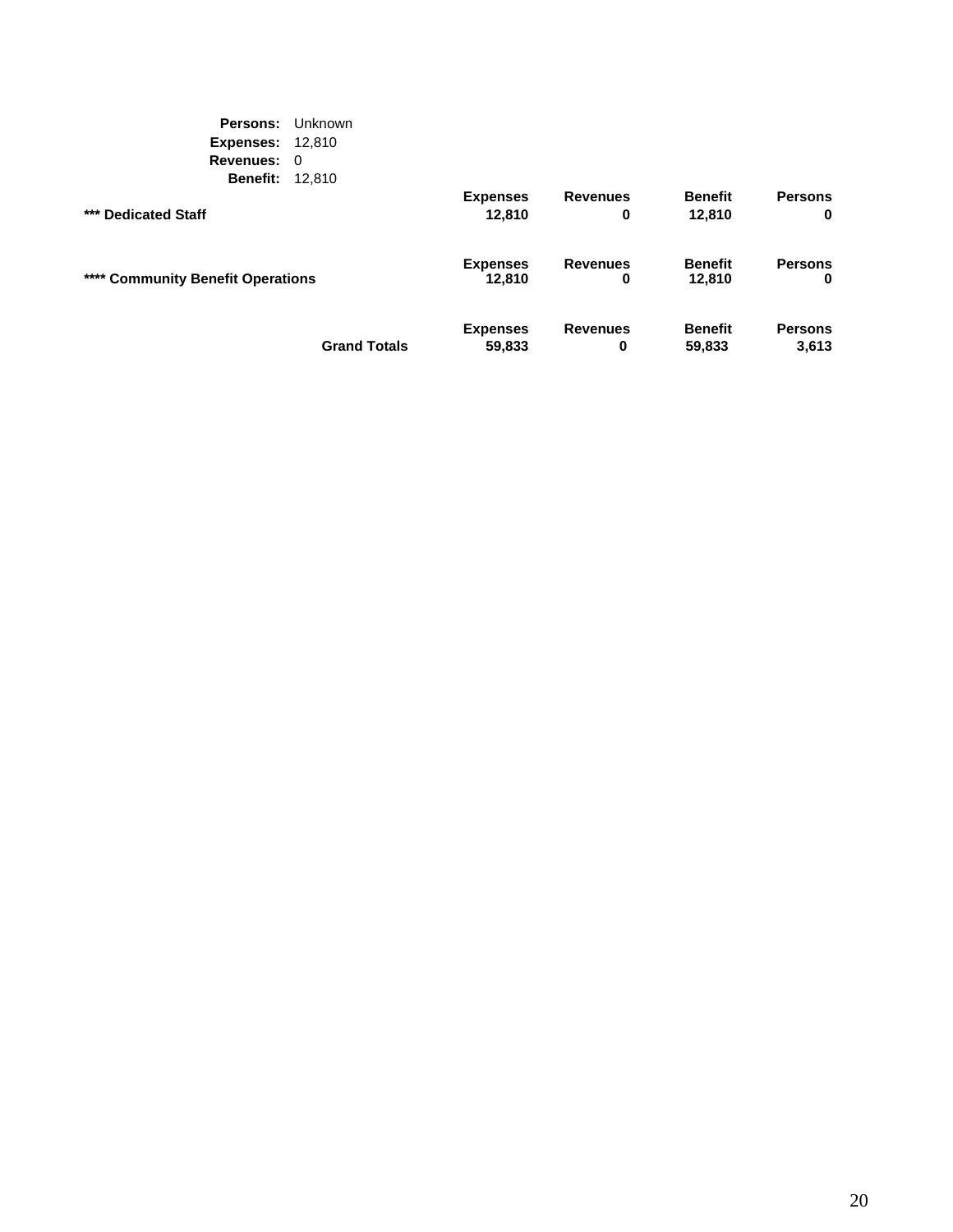**Persons:** Unknown
**Expenses:** 12,810
**Revenues:** 0
**Benefit:** 12,810

| | Expenses | Revenues | Benefit | Persons |
|---|---|---|---|---|
| **\*\*\* Dedicated Staff** | **12,810** | **0** | **12,810** | **0** |
| **\*\*\*\* Community Benefit Operations** | **12,810** | **0** | **12,810** | **0** |
| **Grand Totals** | **59,833** | **0** | **59,833** | **3,613** |